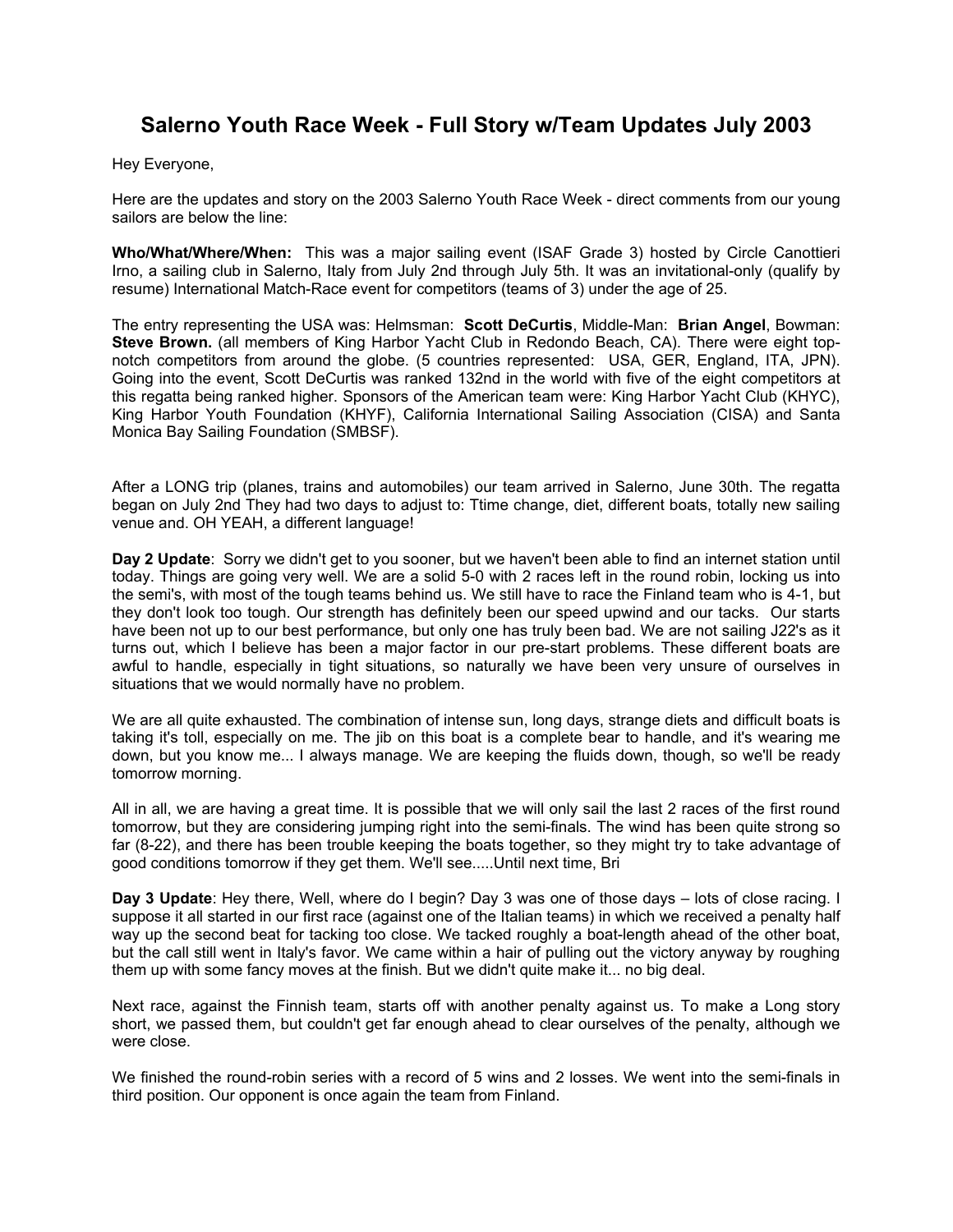# Salerno Youth Race Week - Full Story w/Team Updates July 2003

Hey Everyone,

Here are the updates and story on the 2003 Salerno Youth Race Week - direct comments from our young sailors are below the line:

**Who/What/Where/When:** This was a major sailing event (ISAF Grade 3) hosted by Circle Canottieri Irno, a sailing club in Salerno, Italy from July 2nd through July 5th. It was an invitational-only (qualify by resume) International Match-Race event for competitors (teams of 3) under the age of 25.

The entry representing the USA was: Helmsman: **Scott DeCurtis**, Middle-Man: **Brian Angel**, Bowman: **Steve Brown.** (all members of King Harbor Yacht Club in Redondo Beach, CA). There were eight top-notch competitors from around the globe. (5 countries represented: USA, GER, England, ITA, JPN). Going into the event, Scott DeCurtis was ranked 132nd in the world with five of the eight competitors at this regatta being ranked higher. Sponsors of the American team were: King Harbor Yacht Club (KHYC), King Harbor Youth Foundation (KHYF), California International Sailing Association (CISA) and Santa Monica Bay Sailing Foundation (SMBSF).

After a LONG trip (planes, trains and automobiles) our team arrived in Salerno, June 30th. The regatta began on July 2nd They had two days to adjust to: Ttime change, diet, different boats, totally new sailing venue and. OH YEAH, a different language!

**Day 2 Update**: Sorry we didn't get to you sooner, but we haven't been able to find an internet station until today. Things are going very well. We are a solid 5-0 with 2 races left in the round robin, locking us into the semi's, with most of the tough teams behind us. We still have to race the Finland team who is 4-1, but they don't look too tough. Our strength has definitely been our speed upwind and our tacks. Our starts have been not up to our best performance, but only one has truly been bad. We are not sailing J22's as it turns out, which I believe has been a major factor in our pre-start problems. These different boats are awful to handle, especially in tight situations, so naturally we have been very unsure of ourselves in situations that we would normally have no problem.

We are all quite exhausted. The combination of intense sun, long days, strange diets and difficult boats is taking it's toll, especially on me. The jib on this boat is a complete bear to handle, and it's wearing me down, but you know me... I always manage. We are keeping the fluids down, though, so we'll be ready tomorrow morning.

All in all, we are having a great time. It is possible that we will only sail the last 2 races of the first round tomorrow, but they are considering jumping right into the semi-finals. The wind has been quite strong so far (8-22), and there has been trouble keeping the boats together, so they might try to take advantage of good conditions tomorrow if they get them. We'll see.....Until next time, Bri

**Day 3 Update**: Hey there, Well, where do I begin? Day 3 was one of those days – lots of close racing. I suppose it all started in our first race (against one of the Italian teams) in which we received a penalty half way up the second beat for tacking too close. We tacked roughly a boat-length ahead of the other boat, but the call still went in Italy's favor. We came within a hair of pulling out the victory anyway by roughing them up with some fancy moves at the finish. But we didn't quite make it... no big deal.

Next race, against the Finnish team, starts off with another penalty against us. To make a Long story short, we passed them, but couldn't get far enough ahead to clear ourselves of the penalty, although we were close.

We finished the round-robin series with a record of 5 wins and 2 losses. We went into the semi-finals in third position. Our opponent is once again the team from Finland.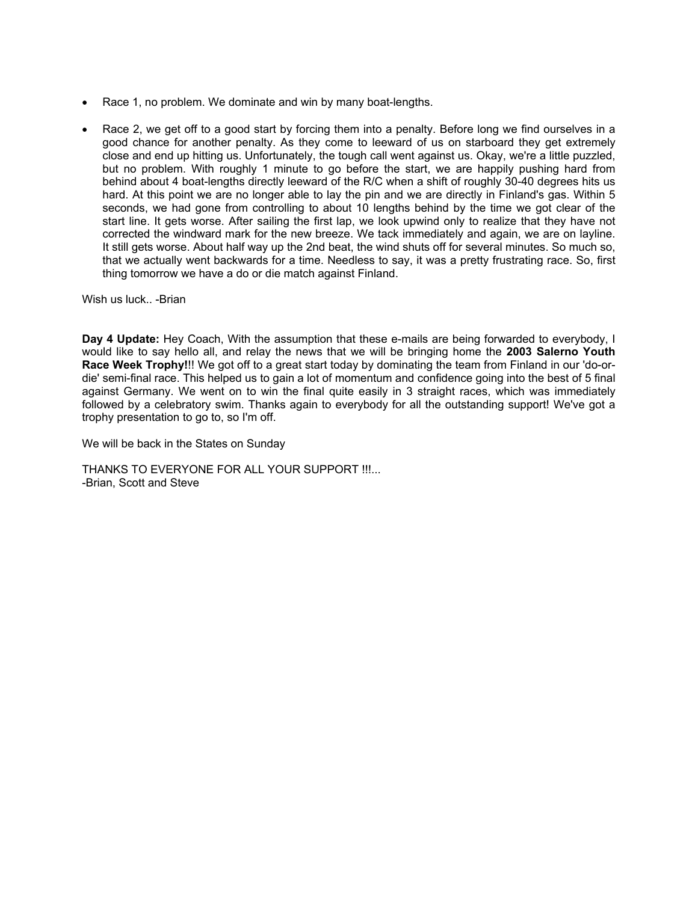- Race 1, no problem. We dominate and win by many boat-lengths.
- Race 2, we get off to a good start by forcing them into a penalty. Before long we find ourselves in a good chance for another penalty. As they come to leeward of us on starboard they get extremely close and end up hitting us. Unfortunately, the tough call went against us. Okay, we're a little puzzled, but no problem. With roughly 1 minute to go before the start, we are happily pushing hard from behind about 4 boat-lengths directly leeward of the R/C when a shift of roughly 30-40 degrees hits us hard. At this point we are no longer able to lay the pin and we are directly in Finland's gas. Within 5 seconds, we had gone from controlling to about 10 lengths behind by the time we got clear of the start line. It gets worse. After sailing the first lap, we look upwind only to realize that they have not corrected the windward mark for the new breeze. We tack immediately and again, we are on layline. It still gets worse. About half way up the 2nd beat, the wind shuts off for several minutes. So much so, that we actually went backwards for a time. Needless to say, it was a pretty frustrating race. So, first thing tomorrow we have a do or die match against Finland.

Wish us luck.. -Brian

**Day 4 Update:** Hey Coach, With the assumption that these e-mails are being forwarded to everybody, I would like to say hello all, and relay the news that we will be bringing home the **2003 Salerno Youth Race Week Trophy!**!! We got off to a great start today by dominating the team from Finland in our 'do-or-die' semi-final race. This helped us to gain a lot of momentum and confidence going into the best of 5 final against Germany. We went on to win the final quite easily in 3 straight races, which was immediately followed by a celebratory swim. Thanks again to everybody for all the outstanding support! We've got a trophy presentation to go to, so I'm off.

We will be back in the States on Sunday

THANKS TO EVERYONE FOR ALL YOUR SUPPORT !!!...
-Brian, Scott and Steve